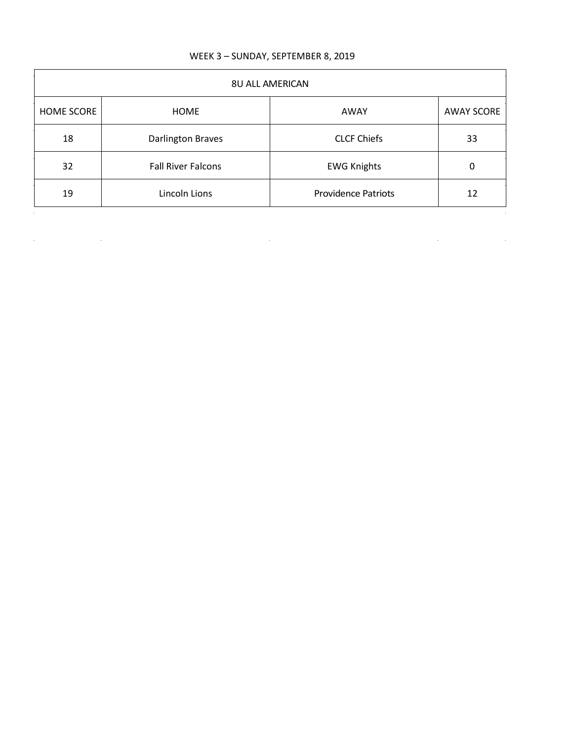WEEK 3 – SUNDAY, SEPTEMBER 8, 2019

| 8U ALL AMERICAN | | | |
|---|---|---|---|
| HOME SCORE | HOME | AWAY | AWAY SCORE |
| 18 | Darlington Braves | CLCF Chiefs | 33 |
| 32 | Fall River Falcons | EWG Knights | 0 |
| 19 | Lincoln Lions | Providence Patriots | 12 |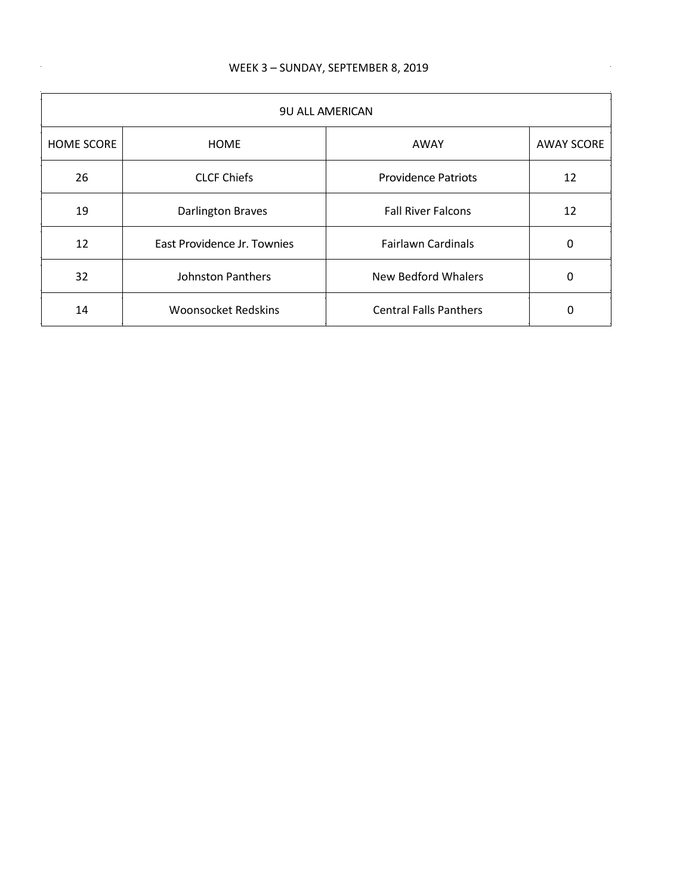WEEK 3 – SUNDAY, SEPTEMBER 8, 2019

| 9U ALL AMERICAN | | | |
|---|---|---|---|
| HOME SCORE | HOME | AWAY | AWAY SCORE |
| 26 | CLCF Chiefs | Providence Patriots | 12 |
| 19 | Darlington Braves | Fall River Falcons | 12 |
| 12 | East Providence Jr. Townies | Fairlawn Cardinals | 0 |
| 32 | Johnston Panthers | New Bedford Whalers | 0 |
| 14 | Woonsocket Redskins | Central Falls Panthers | 0 |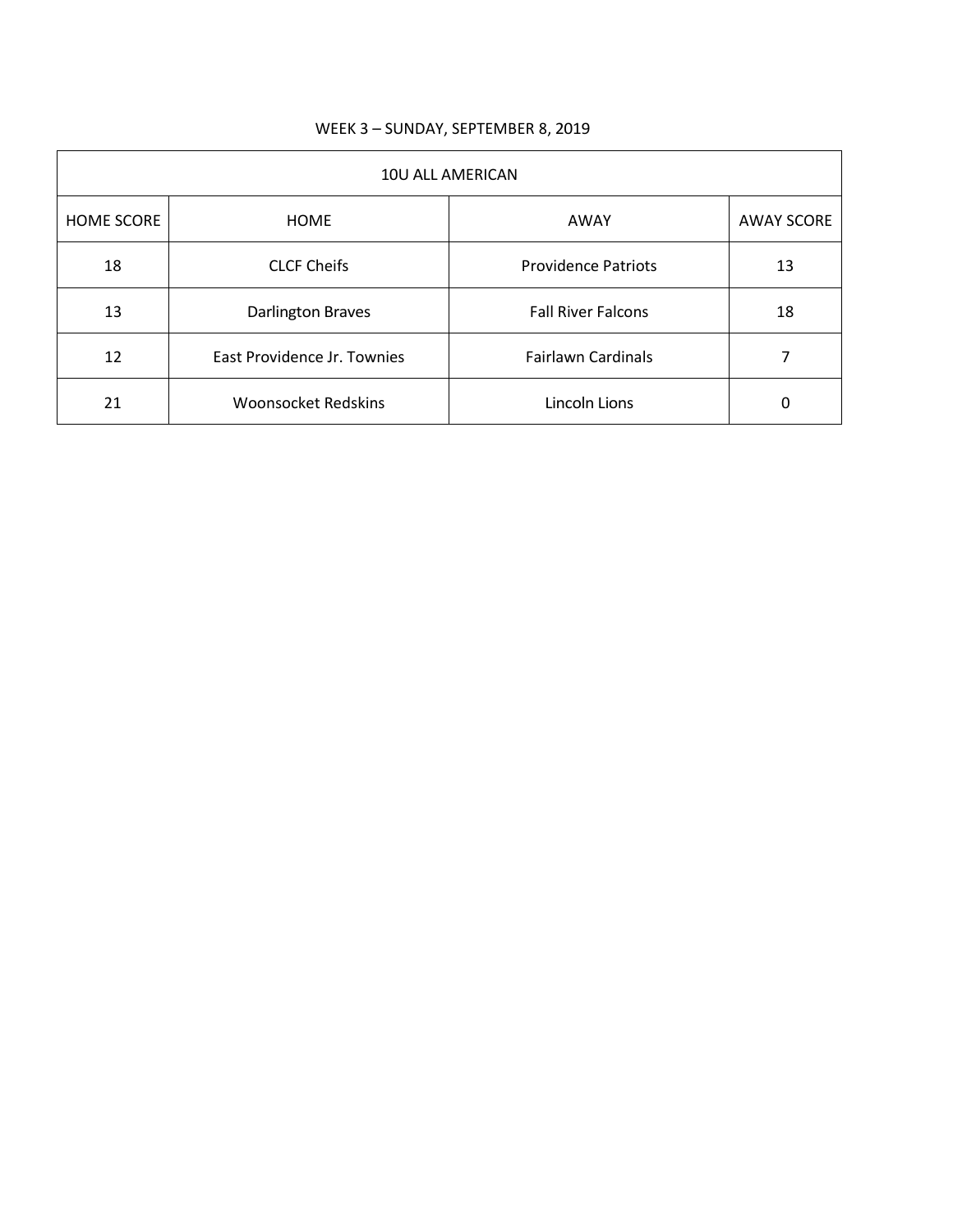WEEK 3 – SUNDAY, SEPTEMBER 8, 2019

| 10U ALL AMERICAN | | | |
|---|---|---|---|
| HOME SCORE | HOME | AWAY | AWAY SCORE |
| 18 | CLCF Cheifs | Providence Patriots | 13 |
| 13 | Darlington Braves | Fall River Falcons | 18 |
| 12 | East Providence Jr. Townies | Fairlawn Cardinals | 7 |
| 21 | Woonsocket Redskins | Lincoln Lions | 0 |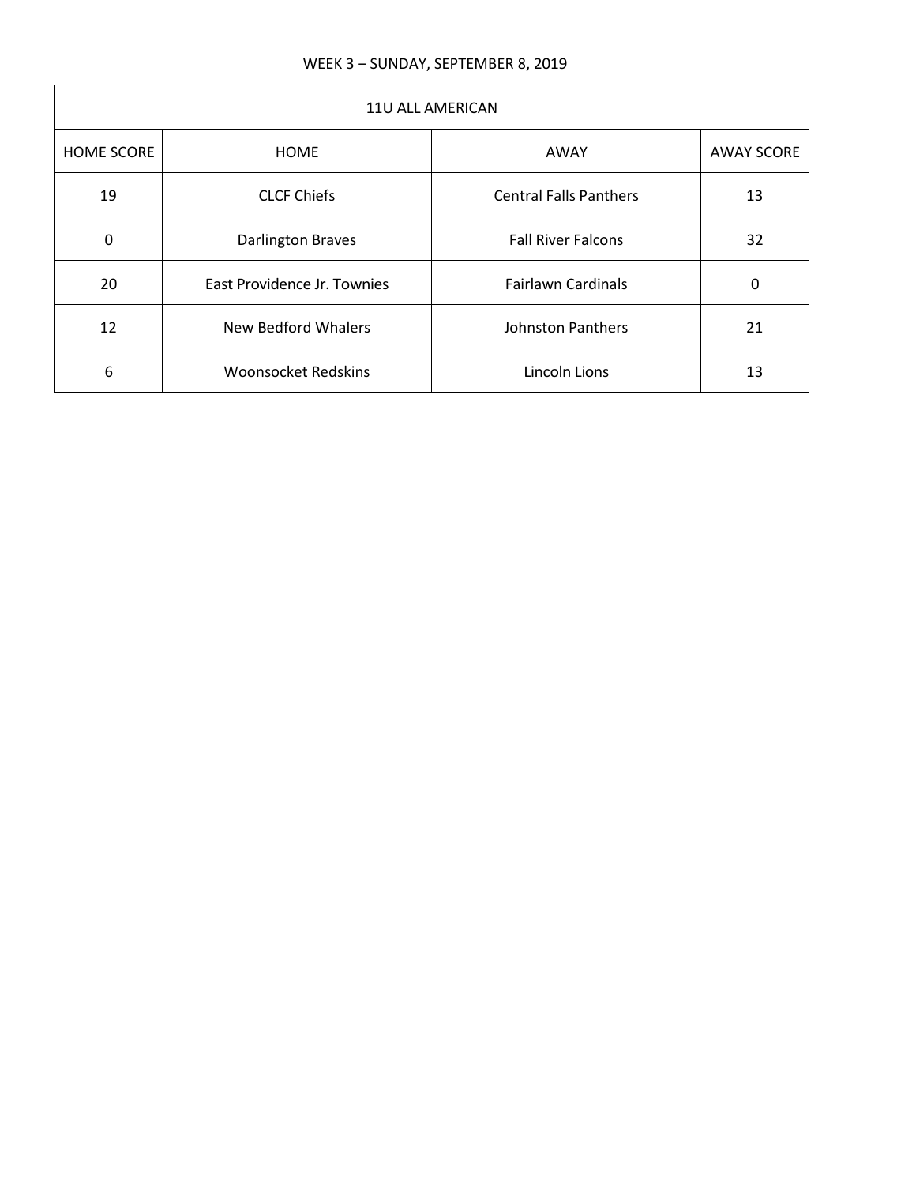WEEK 3 – SUNDAY, SEPTEMBER 8, 2019

| 11U ALL AMERICAN | | | |
|---|---|---|---|
| HOME SCORE | HOME | AWAY | AWAY SCORE |
| 19 | CLCF Chiefs | Central Falls Panthers | 13 |
| 0 | Darlington Braves | Fall River Falcons | 32 |
| 20 | East Providence Jr. Townies | Fairlawn Cardinals | 0 |
| 12 | New Bedford Whalers | Johnston Panthers | 21 |
| 6 | Woonsocket Redskins | Lincoln Lions | 13 |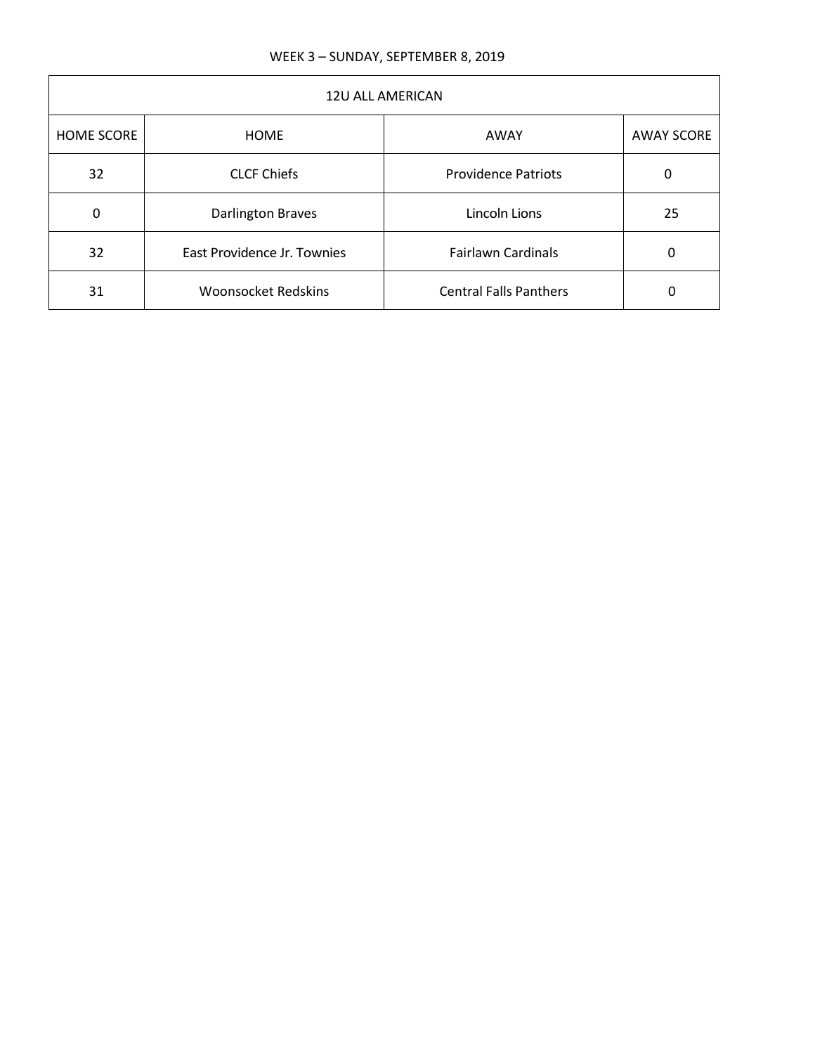WEEK 3 – SUNDAY, SEPTEMBER 8, 2019

| 12U ALL AMERICAN | | | |
|---|---|---|---|
| HOME SCORE | HOME | AWAY | AWAY SCORE |
| 32 | CLCF Chiefs | Providence Patriots | 0 |
| 0 | Darlington Braves | Lincoln Lions | 25 |
| 32 | East Providence Jr. Townies | Fairlawn Cardinals | 0 |
| 31 | Woonsocket Redskins | Central Falls Panthers | 0 |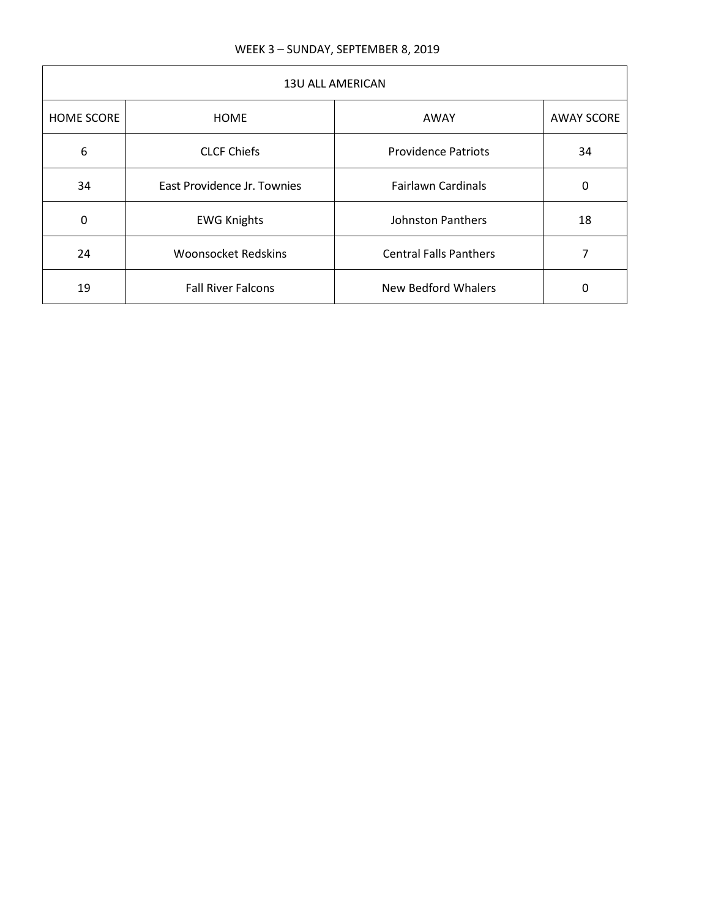WEEK 3 – SUNDAY, SEPTEMBER 8, 2019

| 13U ALL AMERICAN | | | |
|---|---|---|---|
| HOME SCORE | HOME | AWAY | AWAY SCORE |
| 6 | CLCF Chiefs | Providence Patriots | 34 |
| 34 | East Providence Jr. Townies | Fairlawn Cardinals | 0 |
| 0 | EWG Knights | Johnston Panthers | 18 |
| 24 | Woonsocket Redskins | Central Falls Panthers | 7 |
| 19 | Fall River Falcons | New Bedford Whalers | 0 |